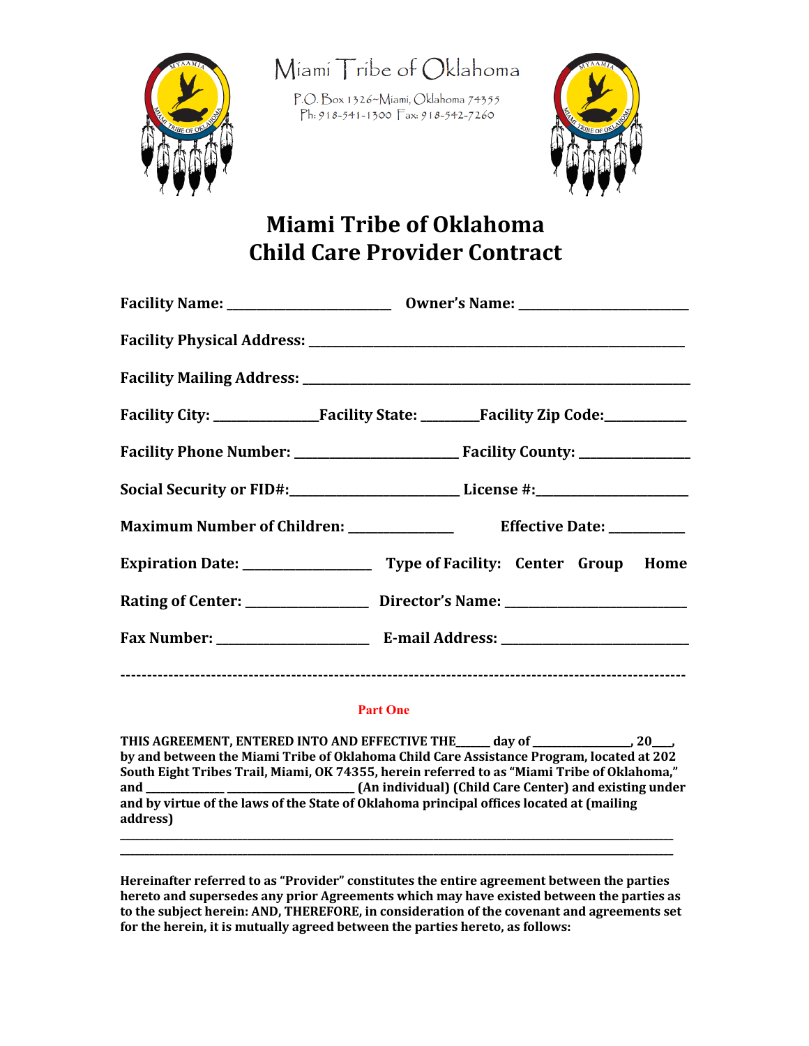Miami Tribe of Oklahoma

P.O. Box 1326~Miami, Oklahoma 74355
Ph: 918-541-1300 Fax: 918-542-7260

# Miami Tribe of Oklahoma
# Child Care Provider Contract

**Facility Name:** ________________________ **Owner's Name:** ________________________

**Facility Physical Address:** ________________________________________________________

**Facility Mailing Address:** ________________________________________________________

**Facility City:** _______________ **Facility State:** ________ **Facility Zip Code:** ____________

**Facility Phone Number:** ________________________ **Facility County:** ________________

**Social Security or FID#:** ________________________ **License #:** ______________________

**Maximum Number of Children:** _______________ **Effective Date:** ___________

**Expiration Date:** ___________________ **Type of Facility:** **Center** **Group** **Home**

**Rating of Center:** __________________ **Director's Name:** __________________________

**Fax Number:** _______________________ **E-mail Address:** ___________________________

---

## Part One

**THIS AGREEMENT, ENTERED INTO AND EFFECTIVE THE______ day of ________________, 20____, by and between the Miami Tribe of Oklahoma Child Care Assistance Program, located at 202 South Eight Tribes Trail, Miami, OK 74355, herein referred to as "Miami Tribe of Oklahoma," and ______________ ______________________ (An individual) (Child Care Center) and existing under and by virtue of the laws of the State of Oklahoma principal offices located at (mailing address)**

______________________________________________________________________________________

______________________________________________________________________________________

**Hereinafter referred to as "Provider" constitutes the entire agreement between the parties hereto and supersedes any prior Agreements which may have existed between the parties as to the subject herein: AND, THEREFORE, in consideration of the covenant and agreements set for the herein, it is mutually agreed between the parties hereto, as follows:**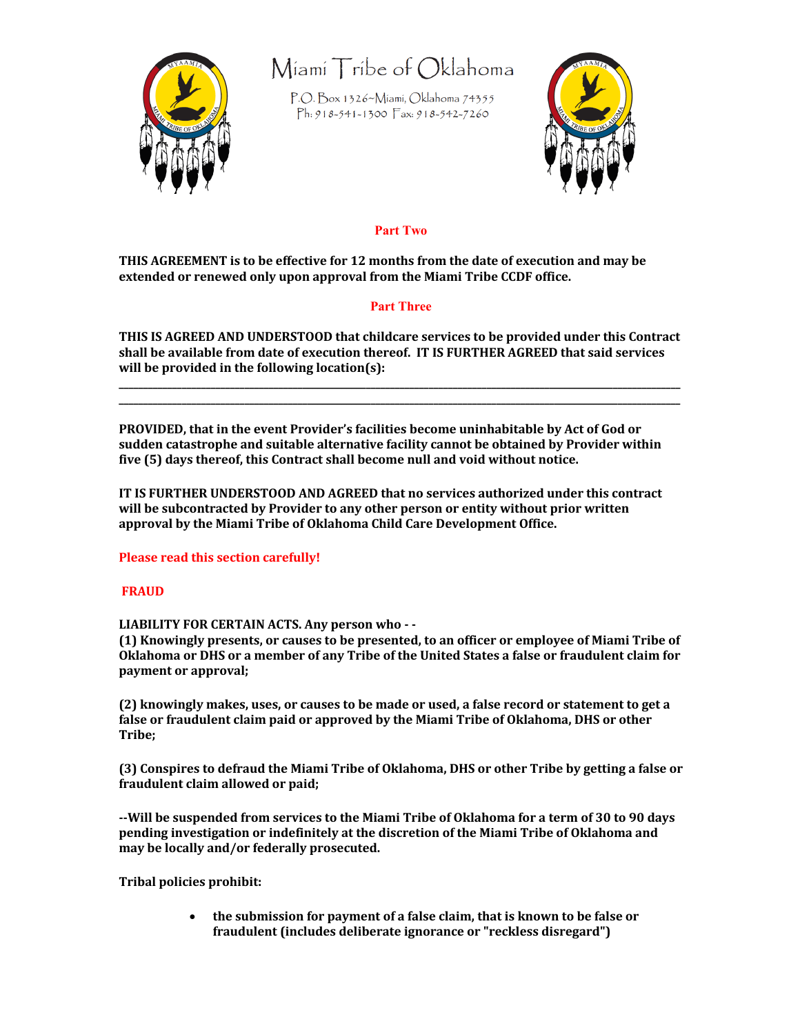# Miami Tribe of Oklahoma

P.O. Box 1326~Miami, Oklahoma 74355
Ph: 918-541-1300 Fax: 918-542-7260

## Part Two

**THIS AGREEMENT is to be effective for 12 months from the date of execution and may be extended or renewed only upon approval from the Miami Tribe CCDF office.**

## Part Three

**THIS IS AGREED AND UNDERSTOOD that childcare services to be provided under this Contract shall be available from date of execution thereof. IT IS FURTHER AGREED that said services will be provided in the following location(s):**

\_\_\_\_\_\_\_\_\_\_\_\_\_\_\_\_\_\_\_\_\_\_\_\_\_\_\_\_\_\_\_\_\_\_\_\_\_\_\_\_\_\_\_\_\_\_\_\_\_\_\_\_\_\_\_\_\_\_\_\_\_\_\_\_\_\_\_\_\_\_\_\_\_\_\_\_\_\_
\_\_\_\_\_\_\_\_\_\_\_\_\_\_\_\_\_\_\_\_\_\_\_\_\_\_\_\_\_\_\_\_\_\_\_\_\_\_\_\_\_\_\_\_\_\_\_\_\_\_\_\_\_\_\_\_\_\_\_\_\_\_\_\_\_\_\_\_\_\_\_\_\_\_\_\_\_\_

**PROVIDED, that in the event Provider's facilities become uninhabitable by Act of God or sudden catastrophe and suitable alternative facility cannot be obtained by Provider within five (5) days thereof, this Contract shall become null and void without notice.**

**IT IS FURTHER UNDERSTOOD AND AGREED that no services authorized under this contract will be subcontracted by Provider to any other person or entity without prior written approval by the Miami Tribe of Oklahoma Child Care Development Office.**

**Please read this section carefully!**

**FRAUD**

**LIABILITY FOR CERTAIN ACTS. Any person who - -**
**(1) Knowingly presents, or causes to be presented, to an officer or employee of Miami Tribe of Oklahoma or DHS or a member of any Tribe of the United States a false or fraudulent claim for payment or approval;**

**(2) knowingly makes, uses, or causes to be made or used, a false record or statement to get a false or fraudulent claim paid or approved by the Miami Tribe of Oklahoma, DHS or other Tribe;**

**(3) Conspires to defraud the Miami Tribe of Oklahoma, DHS or other Tribe by getting a false or fraudulent claim allowed or paid;**

**--Will be suspended from services to the Miami Tribe of Oklahoma for a term of 30 to 90 days pending investigation or indefinitely at the discretion of the Miami Tribe of Oklahoma and may be locally and/or federally prosecuted.**

**Tribal policies prohibit:**

- **the submission for payment of a false claim, that is known to be false or fraudulent (includes deliberate ignorance or "reckless disregard")**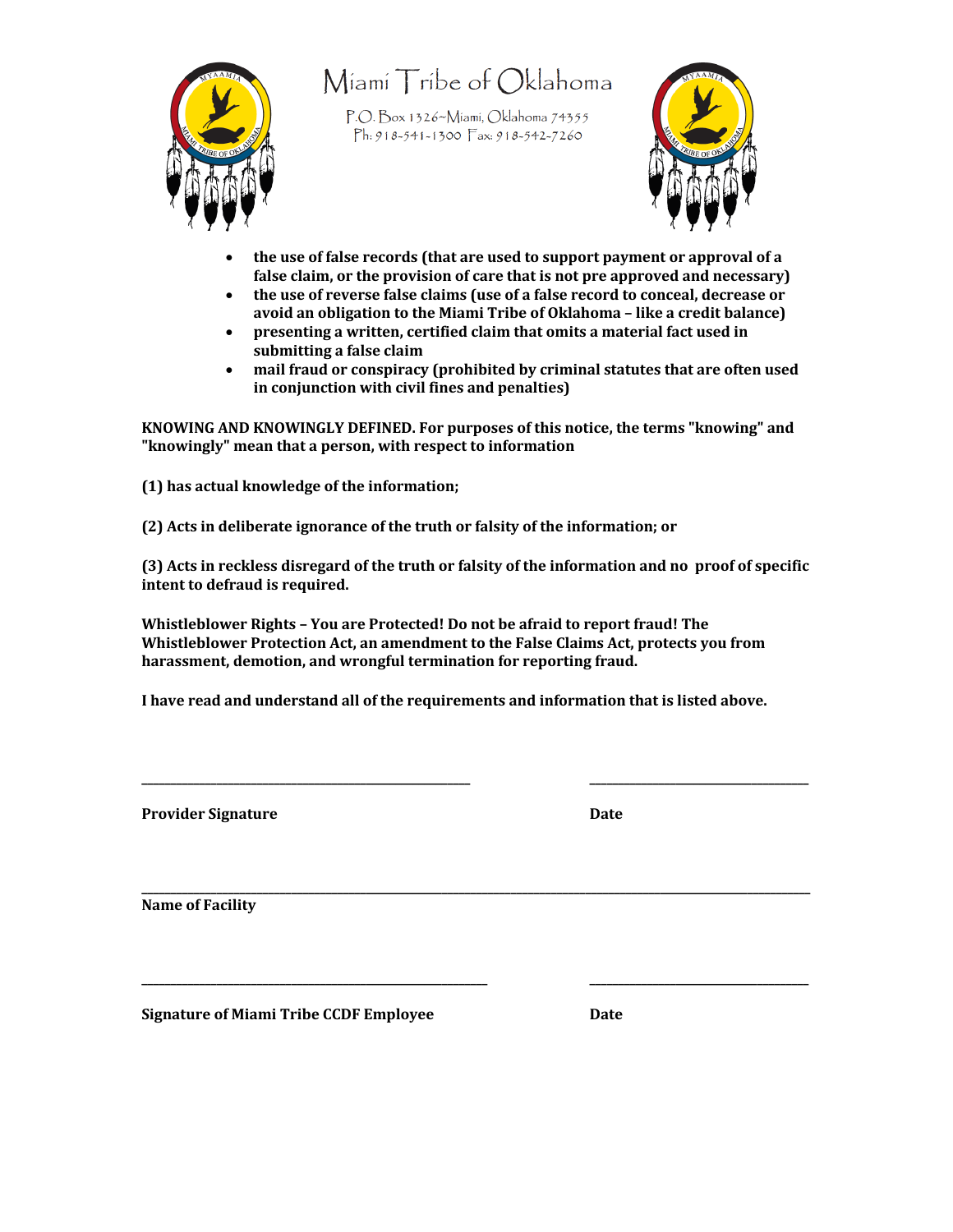Miami Tribe of Oklahoma

P.O. Box 1326~Miami, Oklahoma 74355
Ph: 918-541-1300 Fax: 918-542-7260

- **the use of false records (that are used to support payment or approval of a false claim, or the provision of care that is not pre approved and necessary)**
- **the use of reverse false claims (use of a false record to conceal, decrease or avoid an obligation to the Miami Tribe of Oklahoma – like a credit balance)**
- **presenting a written, certified claim that omits a material fact used in submitting a false claim**
- **mail fraud or conspiracy (prohibited by criminal statutes that are often used in conjunction with civil fines and penalties)**

**KNOWING AND KNOWINGLY DEFINED. For purposes of this notice, the terms "knowing" and "knowingly" mean that a person, with respect to information**

**(1) has actual knowledge of the information;**

**(2) Acts in deliberate ignorance of the truth or falsity of the information; or**

**(3) Acts in reckless disregard of the truth or falsity of the information and no proof of specific intent to defraud is required.**

**Whistleblower Rights – You are Protected! Do not be afraid to report fraud! The Whistleblower Protection Act, an amendment to the False Claims Act, protects you from harassment, demotion, and wrongful termination for reporting fraud.**

**I have read and understand all of the requirements and information that is listed above.**

_______________________________________________ ________________________________

**Provider Signature** **Date**

_____________________________________________________________________________________________

**Name of Facility**

_______________________________________________ ________________________________

**Signature of Miami Tribe CCDF Employee** **Date**